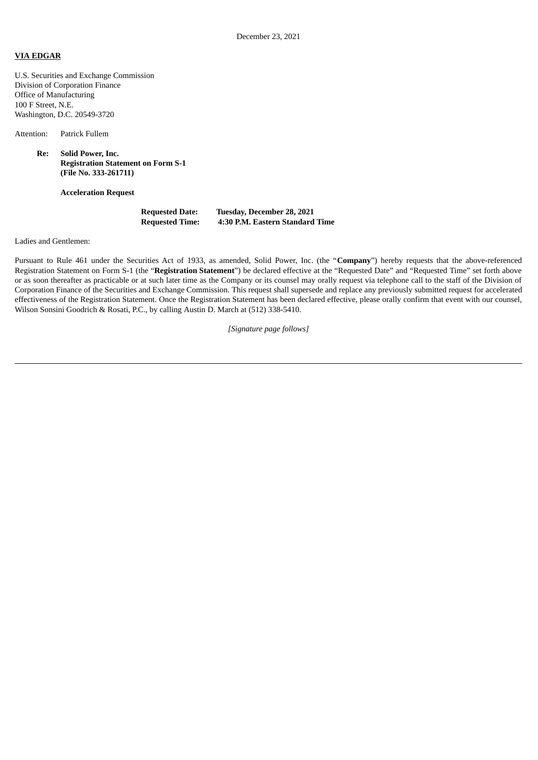December 23, 2021

**VIA EDGAR**

U.S. Securities and Exchange Commission
Division of Corporation Finance
Office of Manufacturing
100 F Street, N.E.
Washington, D.C. 20549-3720

Attention: Patrick Fullem

**Re: Solid Power, Inc.**
**Registration Statement on Form S-1**
**(File No. 333-261711)**

**Acceleration Request**

| | |
|---|---|
| **Requested Date:** | **Tuesday, December 28, 2021** |
| **Requested Time:** | **4:30 P.M. Eastern Standard Time** |

Ladies and Gentlemen:

Pursuant to Rule 461 under the Securities Act of 1933, as amended, Solid Power, Inc. (the "**Company**") hereby requests that the above-referenced Registration Statement on Form S-1 (the "**Registration Statement**") be declared effective at the "Requested Date" and "Requested Time" set forth above or as soon thereafter as practicable or at such later time as the Company or its counsel may orally request via telephone call to the staff of the Division of Corporation Finance of the Securities and Exchange Commission. This request shall supersede and replace any previously submitted request for accelerated effectiveness of the Registration Statement. Once the Registration Statement has been declared effective, please orally confirm that event with our counsel, Wilson Sonsini Goodrich & Rosati, P.C., by calling Austin D. March at (512) 338-5410.

*[Signature page follows]*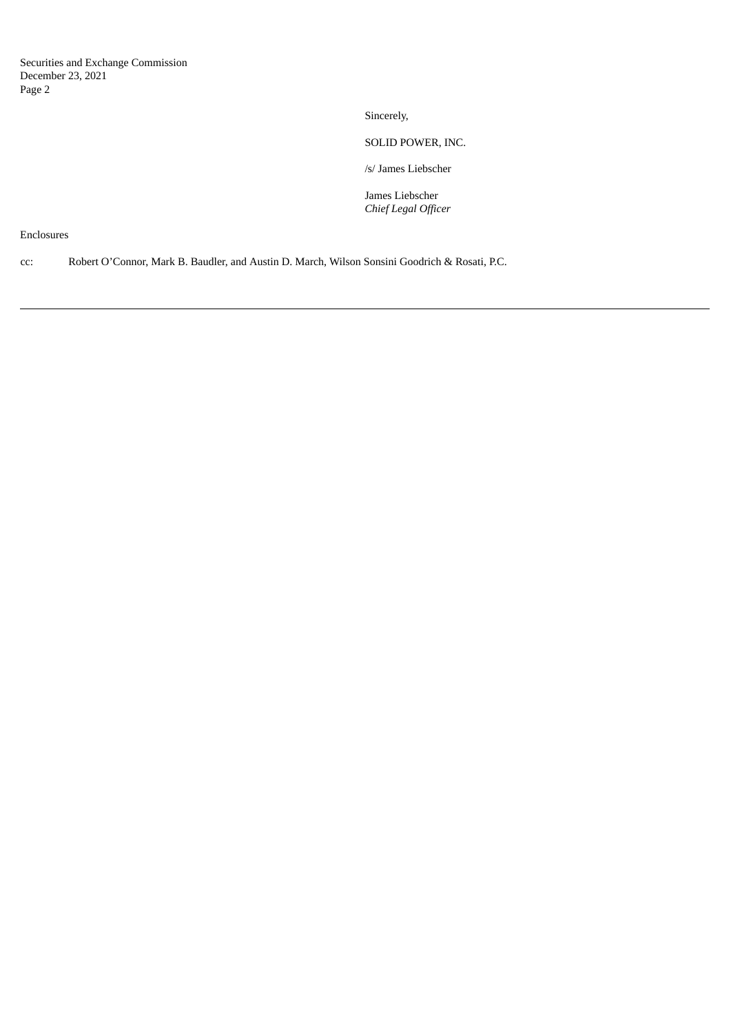Sincerely,

SOLID POWER, INC.

/s/ James Liebscher

James Liebscher
*Chief Legal Officer*

Enclosures

cc: Robert O'Connor, Mark B. Baudler, and Austin D. March, Wilson Sonsini Goodrich & Rosati, P.C.